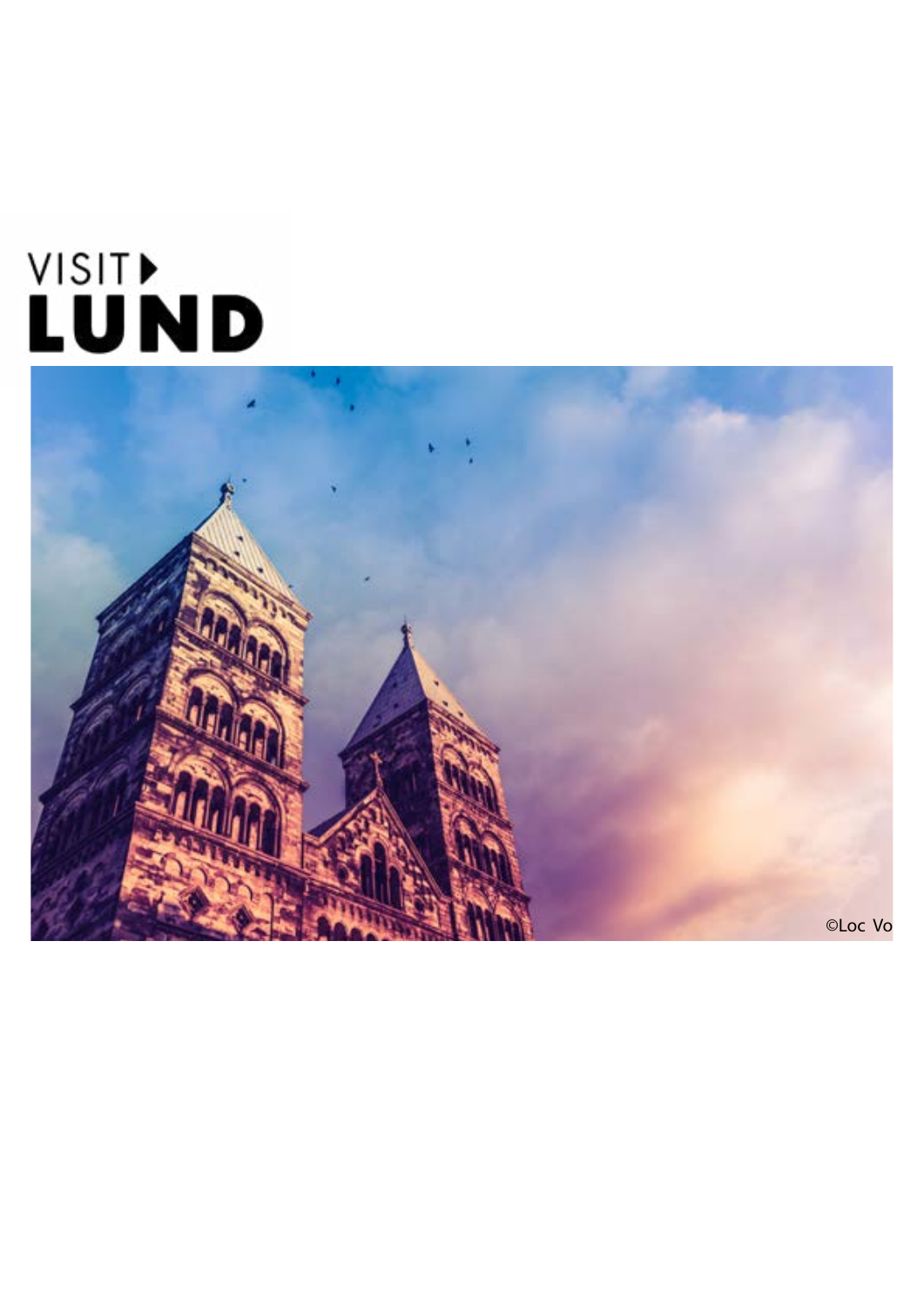VISIT
# LUND

©Loc Vo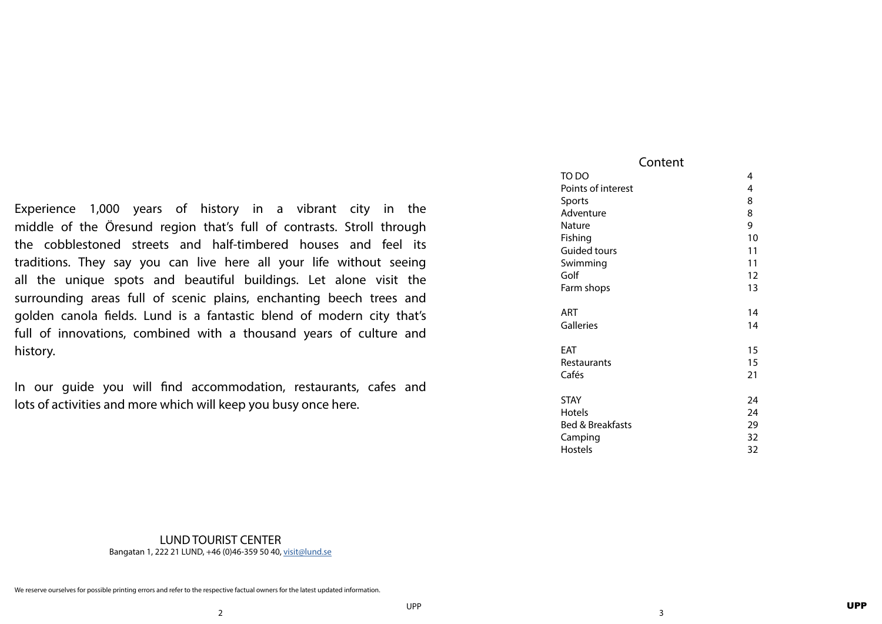Experience 1,000 years of history in a vibrant city in the middle of the Öresund region that's full of contrasts. Stroll through the cobblestoned streets and half-timbered houses and feel its traditions. They say you can live here all your life without seeing all the unique spots and beautiful buildings. Let alone visit the surrounding areas full of scenic plains, enchanting beech trees and golden canola fields. Lund is a fantastic blend of modern city that's full of innovations, combined with a thousand years of culture and history.

In our guide you will find accommodation, restaurants, cafes and lots of activities and more which will keep you busy once here.

LUND TOURIST CENTER
Bangatan 1, 222 21 LUND, +46 (0)46-359 50 40, visit@lund.se

We reserve ourselves for possible printing errors and refer to the respective factual owners for the latest updated information.

## Content

| | |
|---|---|
| TO DO | 4 |
| Points of interest | 4 |
| Sports | 8 |
| Adventure | 8 |
| Nature | 9 |
| Fishing | 10 |
| Guided tours | 11 |
| Swimming | 11 |
| Golf | 12 |
| Farm shops | 13 |
| | |
| ART | 14 |
| Galleries | 14 |
| | |
| EAT | 15 |
| Restaurants | 15 |
| Cafés | 21 |
| | |
| STAY | 24 |
| Hotels | 24 |
| Bed & Breakfasts | 29 |
| Camping | 32 |
| Hostels | 32 |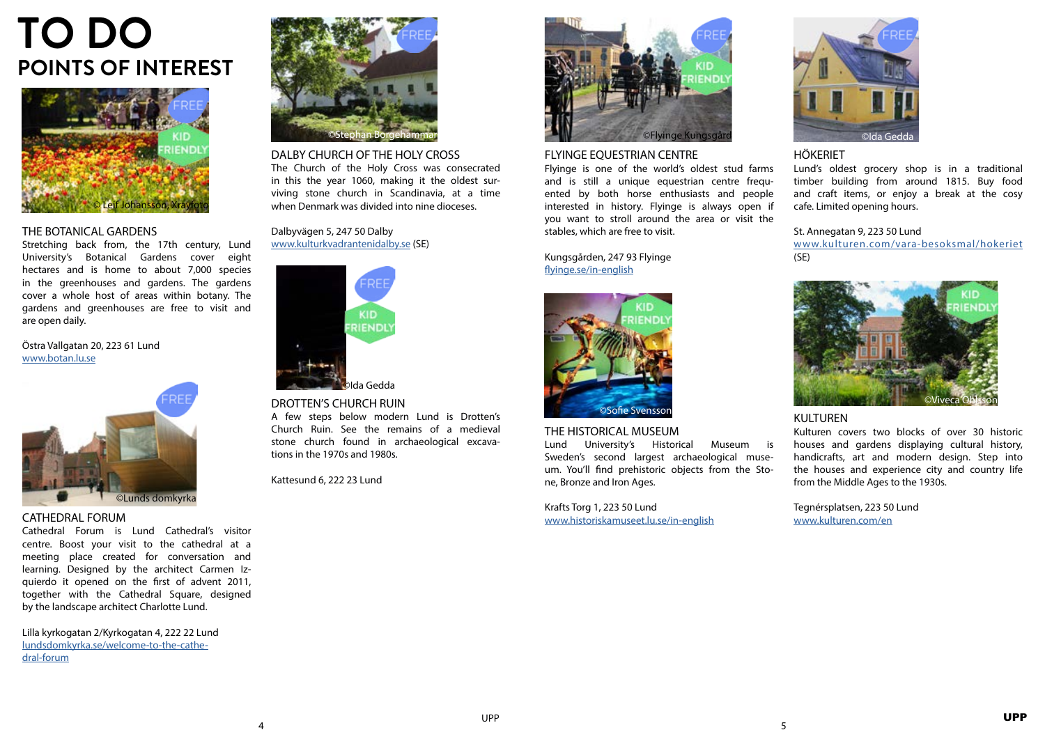# TO DO
## POINTS OF INTEREST

FREE
KID FRIENDLY

© Leif Johansson, Xrayfoto

### THE BOTANICAL GARDENS

Stretching back from, the 17th century, Lund University's Botanical Gardens cover eight hectares and is home to about 7,000 species in the greenhouses and gardens. The gardens cover a whole host of areas within botany. The gardens and greenhouses are free to visit and are open daily.

Östra Vallgatan 20, 223 61 Lund
www.botan.lu.se

FREE

©Lunds domkyrka

### CATHEDRAL FORUM

Cathedral Forum is Lund Cathedral's visitor centre. Boost your visit to the cathedral at a meeting place created for conversation and learning. Designed by the architect Carmen Izquierdo it opened on the first of advent 2011, together with the Cathedral Square, designed by the landscape architect Charlotte Lund.

Lilla kyrkogatan 2/Kyrkogatan 4, 222 22 Lund
lundsdomkyrka.se/welcome-to-the-cathedral-forum

FREE

©Stephan Borgehammar

### DALBY CHURCH OF THE HOLY CROSS

The Church of the Holy Cross was consecrated in this the year 1060, making it the oldest surviving stone church in Scandinavia, at a time when Denmark was divided into nine dioceses.

Dalbyvägen 5, 247 50 Dalby
www.kulturkvadrantenidalby.se (SE)

FREE
KID FRIENDLY

©Ida Gedda

### DROTTEN'S CHURCH RUIN

A few steps below modern Lund is Drotten's Church Ruin. See the remains of a medieval stone church found in archaeological excavations in the 1970s and 1980s.

Kattesund 6, 222 23 Lund

FREE
KID FRIENDLY

©Flyinge Kungsgård

### FLYINGE EQUESTRIAN CENTRE

Flyinge is one of the world's oldest stud farms and is still a unique equestrian centre frequented by both horse enthusiasts and people interested in history. Flyinge is always open if you want to stroll around the area or visit the stables, which are free to visit.

Kungsgården, 247 93 Flyinge
flyinge.se/in-english

KID FRIENDLY

©Sofie Svensson

### THE HISTORICAL MUSEUM

Lund University's Historical Museum is Sweden's second largest archaeological museum. You'll find prehistoric objects from the Stone, Bronze and Iron Ages.

Krafts Torg 1, 223 50 Lund
www.historiskamuseet.lu.se/in-english

FREE

©Ida Gedda

### HÖKERIET

Lund's oldest grocery shop is in a traditional timber building from around 1815. Buy food and craft items, or enjoy a break at the cosy cafe. Limited opening hours.

St. Annegatan 9, 223 50 Lund
www.kulturen.com/vara-besoksmal/hokeriet
(SE)

KID FRIENDLY

©Viveca Ohlsson

### KULTUREN

Kulturen covers two blocks of over 30 historic houses and gardens displaying cultural history, handicrafts, art and modern design. Step into the houses and experience city and country life from the Middle Ages to the 1930s.

Tegnérsplatsen, 223 50 Lund
www.kulturen.com/en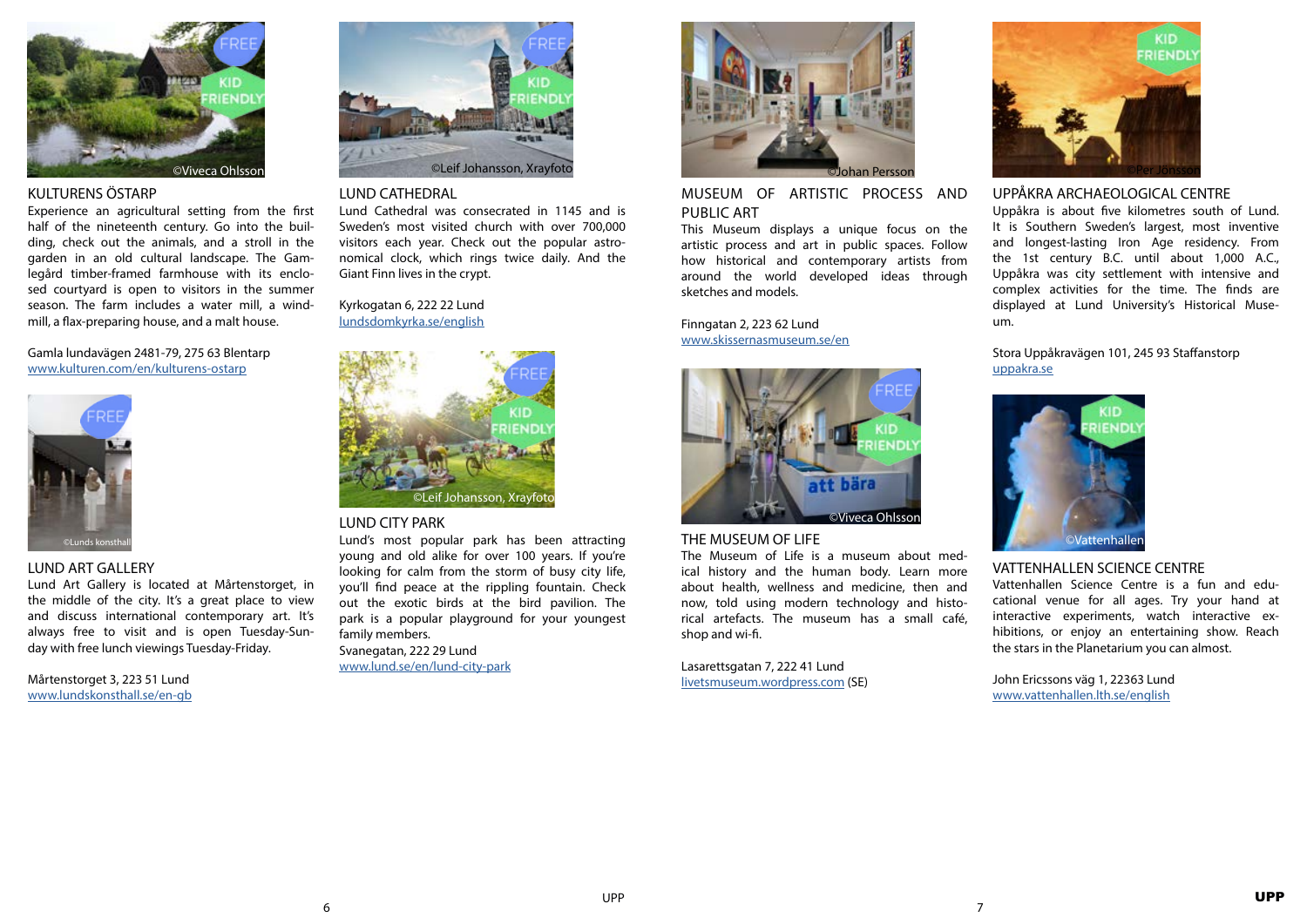## KULTURENS ÖSTARP

Experience an agricultural setting from the first half of the nineteenth century. Go into the building, check out the animals, and a stroll in the garden in an old cultural landscape. The Gamlegård timber-framed farmhouse with its enclosed courtyard is open to visitors in the summer season. The farm includes a water mill, a windmill, a flax-preparing house, and a malt house.

Gamla lundavägen 2481-79, 275 63 Blentarp
www.kulturen.com/en/kulturens-ostarp

## LUND ART GALLERY

Lund Art Gallery is located at Mårtenstorget, in the middle of the city. It's a great place to view and discuss international contemporary art. It's always free to visit and is open Tuesday-Sunday with free lunch viewings Tuesday-Friday.

Mårtenstorget 3, 223 51 Lund
www.lundskonsthall.se/en-gb

## LUND CATHEDRAL

Lund Cathedral was consecrated in 1145 and is Sweden's most visited church with over 700,000 visitors each year. Check out the popular astronomical clock, which rings twice daily. And the Giant Finn lives in the crypt.

Kyrkogatan 6, 222 22 Lund
lundsdomkyrka.se/english

## LUND CITY PARK

Lund's most popular park has been attracting young and old alike for over 100 years. If you're looking for calm from the storm of busy city life, you'll find peace at the rippling fountain. Check out the exotic birds at the bird pavilion. The park is a popular playground for your youngest family members.

Svanegatan, 222 29 Lund
www.lund.se/en/lund-city-park

## MUSEUM OF ARTISTIC PROCESS AND PUBLIC ART

This Museum displays a unique focus on the artistic process and art in public spaces. Follow how historical and contemporary artists from around the world developed ideas through sketches and models.

Finngatan 2, 223 62 Lund
www.skissernasmuseum.se/en

## THE MUSEUM OF LIFE

The Museum of Life is a museum about medical history and the human body. Learn more about health, wellness and medicine, then and now, told using modern technology and historical artefacts. The museum has a small café, shop and wi-fi.

Lasarettsgatan 7, 222 41 Lund
livetsmuseum.wordpress.com (SE)

## UPPÅKRA ARCHAEOLOGICAL CENTRE

Uppåkra is about five kilometres south of Lund. It is Southern Sweden's largest, most inventive and longest-lasting Iron Age residency. From the 1st century B.C. until about 1,000 A.C., Uppåkra was city settlement with intensive and complex activities for the time. The finds are displayed at Lund University's Historical Museum.

Stora Uppåkravägen 101, 245 93 Staffanstorp
uppakra.se

## VATTENHALLEN SCIENCE CENTRE

Vattenhallen Science Centre is a fun and educational venue for all ages. Try your hand at interactive experiments, watch interactive exhibitions, or enjoy an entertaining show. Reach the stars in the Planetarium you can almost.

John Ericssons väg 1, 22363 Lund
www.vattenhallen.lth.se/english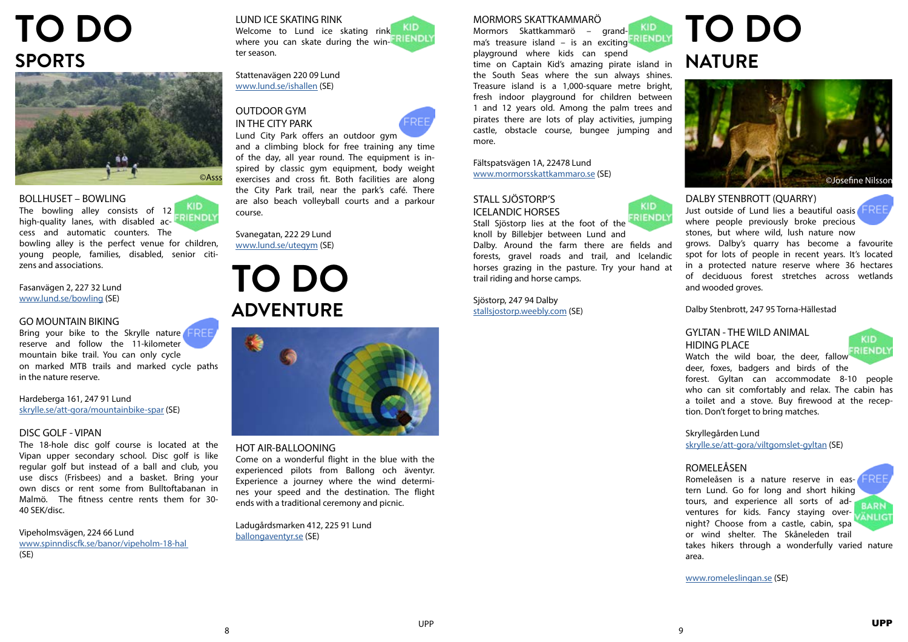# TO DO
## SPORTS

©Asss

### BOLLHUSET – BOWLING

KID FRIENDLY

The bowling alley consists of 12 high-quality lanes, with disabled access and automatic counters. The bowling alley is the perfect venue for children, young people, families, disabled, senior citizens and associations.

Fasanvägen 2, 227 32 Lund
www.lund.se/bowling (SE)

### GO MOUNTAIN BIKING

FREE

Bring your bike to the Skrylle nature reserve and follow the 11-kilometer mountain bike trail. You can only cycle on marked MTB trails and marked cycle paths in the nature reserve.

Hardeberga 161, 247 91 Lund
skrylle.se/att-gora/mountainbike-spar (SE)

### DISC GOLF - VIPAN

The 18-hole disc golf course is located at the Vipan upper secondary school. Disc golf is like regular golf but instead of a ball and club, you use discs (Frisbees) and a basket. Bring your own discs or rent some from Bulltoftabanan in Malmö. The fitness centre rents them for 30-40 SEK/disc.

Vipeholmsvägen, 224 66 Lund
www.spinndiscfk.se/banor/vipeholm-18-hal (SE)

### LUND ICE SKATING RINK

KID FRIENDLY

Welcome to Lund ice skating rink where you can skate during the winter season.

Stattenavägen 220 09 Lund
www.lund.se/ishallen (SE)

### OUTDOOR GYM IN THE CITY PARK

FREE

Lund City Park offers an outdoor gym and a climbing block for free training any time of the day, all year round. The equipment is inspired by classic gym equipment, body weight exercises and cross fit. Both facilities are along the City Park trail, near the park's café. There are also beach volleyball courts and a parkour course.

Svanegatan, 222 29 Lund
www.lund.se/utegym (SE)

# TO DO
## ADVENTURE

### HOT AIR-BALLOONING

Come on a wonderful flight in the blue with the experienced pilots from Ballong och äventyr. Experience a journey where the wind determines your speed and the destination. The flight ends with a traditional ceremony and picnic.

Ladugårdsmarken 412, 225 91 Lund
ballongaventyr.se (SE)

### MORMORS SKATTKAMMARÖ

KID FRIENDLY

Mormors Skattkammarö – grandma's treasure island – is an exciting playground where kids can spend time on Captain Kid's amazing pirate island in the South Seas where the sun always shines. Treasure island is a 1,000-square metre bright, fresh indoor playground for children between 1 and 12 years old. Among the palm trees and pirates there are lots of play activities, jumping castle, obstacle course, bungee jumping and more.

Fältspatsvägen 1A, 22478 Lund
www.mormorsskattkammaro.se (SE)

### STALL SJÖSTORP'S ICELANDIC HORSES

KID FRIENDLY

Stall Sjöstorp lies at the foot of the knoll by Billebjer between Lund and Dalby. Around the farm there are fields and forests, gravel roads and trail, and Icelandic horses grazing in the pasture. Try your hand at trail riding and horse camps.

Sjöstorp, 247 94 Dalby
stallsjostorp.weebly.com (SE)

# TO DO
## NATURE

©Josefine Nilsson

### DALBY STENBROTT (QUARRY)

FREE

Just outside of Lund lies a beautiful oasis where people previously broke precious stones, but where wild, lush nature now grows. Dalby's quarry has become a favourite spot for lots of people in recent years. It's located in a protected nature reserve where 36 hectares of deciduous forest stretches across wetlands and wooded groves.

Dalby Stenbrott, 247 95 Torna-Hällestad

### GYLTAN - THE WILD ANIMAL HIDING PLACE

KID FRIENDLY

Watch the wild boar, the deer, fallow deer, foxes, badgers and birds of the forest. Gyltan can accommodate 8-10 people who can sit comfortably and relax. The cabin has a toilet and a stove. Buy firewood at the reception. Don't forget to bring matches.

Skryllegården Lund
skrylle.se/att-gora/viltgomslet-gyltan (SE)

### ROMELEÅSEN

FREE
BARNVÄNLIGT

Romeleåsen is a nature reserve in eastern Lund. Go for long and short hiking tours, and experience all sorts of adventures for kids. Fancy staying overnight? Choose from a castle, cabin, spa or wind shelter. The Skåneleden trail takes hikers through a wonderfully varied nature area.

www.romeleslingan.se (SE)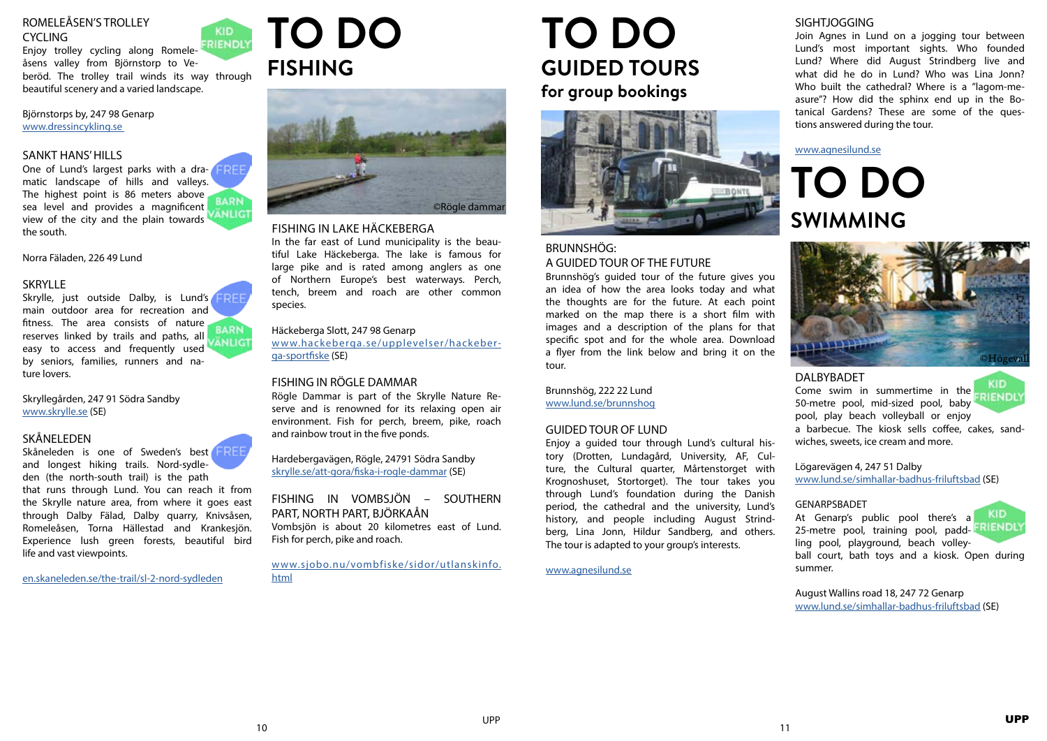### ROMELEÅSEN'S TROLLEY CYCLING

KID FRIENDLY

Enjoy trolley cycling along Romeleåsens valley from Björnstorp to Veberöd. The trolley trail winds its way through beautiful scenery and a varied landscape.

Björnstorps by, 247 98 Genarp
www.dressincykling.se

### SANKT HANS' HILLS

FREE

BARN VÄNLIGT

One of Lund's largest parks with a dramatic landscape of hills and valleys. The highest point is 86 meters above sea level and provides a magnificent view of the city and the plain towards the south.

Norra Fäladen, 226 49 Lund

### SKRYLLE

FREE

BARN VÄNLIGT

Skrylle, just outside Dalby, is Lund's main outdoor area for recreation and fitness. The area consists of nature reserves linked by trails and paths, all easy to access and frequently used by seniors, families, runners and nature lovers.

Skryllegården, 247 91 Södra Sandby
www.skrylle.se (SE)

### SKÅNELEDEN

FREE

Skåneleden is one of Sweden's best and longest hiking trails. Nord-sydleden (the north-south trail) is the path that runs through Lund. You can reach it from the Skrylle nature area, from where it goes east through Dalby Fälad, Dalby quarry, Knivsåsen, Romeleåsen, Torna Hällestad and Krankesjön. Experience lush green forests, beautiful bird life and vast viewpoints.

en.skaneleden.se/the-trail/sl-2-nord-sydleden

# TO DO
## FISHING

©Rögle dammar

### FISHING IN LAKE HÄCKEBERGA

In the far east of Lund municipality is the beautiful Lake Häckeberga. The lake is famous for large pike and is rated among anglers as one of Northern Europe's best waterways. Perch, tench, breem and roach are other common species.

Häckeberga Slott, 247 98 Genarp
www.hackeberga.se/upplevelser/hackeberga-sportfiske (SE)

### FISHING IN RÖGLE DAMMAR

Rögle Dammar is part of the Skrylle Nature Reserve and is renowned for its relaxing open air environment. Fish for perch, breem, pike, roach and rainbow trout in the five ponds.

Hardebergavägen, Rögle, 24791 Södra Sandby
skrylle.se/att-gora/fiska-i-rogle-dammar (SE)

### FISHING IN VOMBSJÖN – SOUTHERN PART, NORTH PART, BJÖRKAÅN

Vombsjön is about 20 kilometres east of Lund. Fish for perch, pike and roach.

www.sjobo.nu/vombfiske/sidor/utlanskinfo.html

# TO DO
## GUIDED TOURS
### for group bookings

### BRUNNSHÖG: A GUIDED TOUR OF THE FUTURE

Brunnshög's guided tour of the future gives you an idea of how the area looks today and what the thoughts are for the future. At each point marked on the map there is a short film with images and a description of the plans for that specific spot and for the whole area. Download a flyer from the link below and bring it on the tour.

Brunnshög, 222 22 Lund
www.lund.se/brunnshog

### GUIDED TOUR OF LUND

Enjoy a guided tour through Lund's cultural history (Drotten, Lundagård, University, AF, Culture, the Cultural quarter, Mårtenstorget with Krognoshuset, Stortorget). The tour takes you through Lund's foundation during the Danish period, the cathedral and the university, Lund's history, and people including August Strindberg, Lina Jonn, Hildur Sandberg, and others. The tour is adapted to your group's interests.

www.agnesilund.se

### SIGHTJOGGING

Join Agnes in Lund on a jogging tour between Lund's most important sights. Who founded Lund? Where did August Strindberg live and what did he do in Lund? Who was Lina Jonn? Who built the cathedral? Where is a "lagom-measure"? How did the sphinx end up in the Botanical Gardens? These are some of the questions answered during the tour.

www.agnesilund.se

# TO DO
## SWIMMING

©Högevall

### DALBYBADET

KID FRIENDLY

Come swim in summertime in the 50-metre pool, mid-sized pool, baby pool, play beach volleyball or enjoy a barbecue. The kiosk sells coffee, cakes, sandwiches, sweets, ice cream and more.

Lögarevägen 4, 247 51 Dalby
www.lund.se/simhallar-badhus-friluftsbad (SE)

### GENARPSBADET

KID FRIENDLY

At Genarp's public pool there's a 25-metre pool, training pool, paddling pool, playground, beach volleyball court, bath toys and a kiosk. Open during summer.

August Wallins road 18, 247 72 Genarp
www.lund.se/simhallar-badhus-friluftsbad (SE)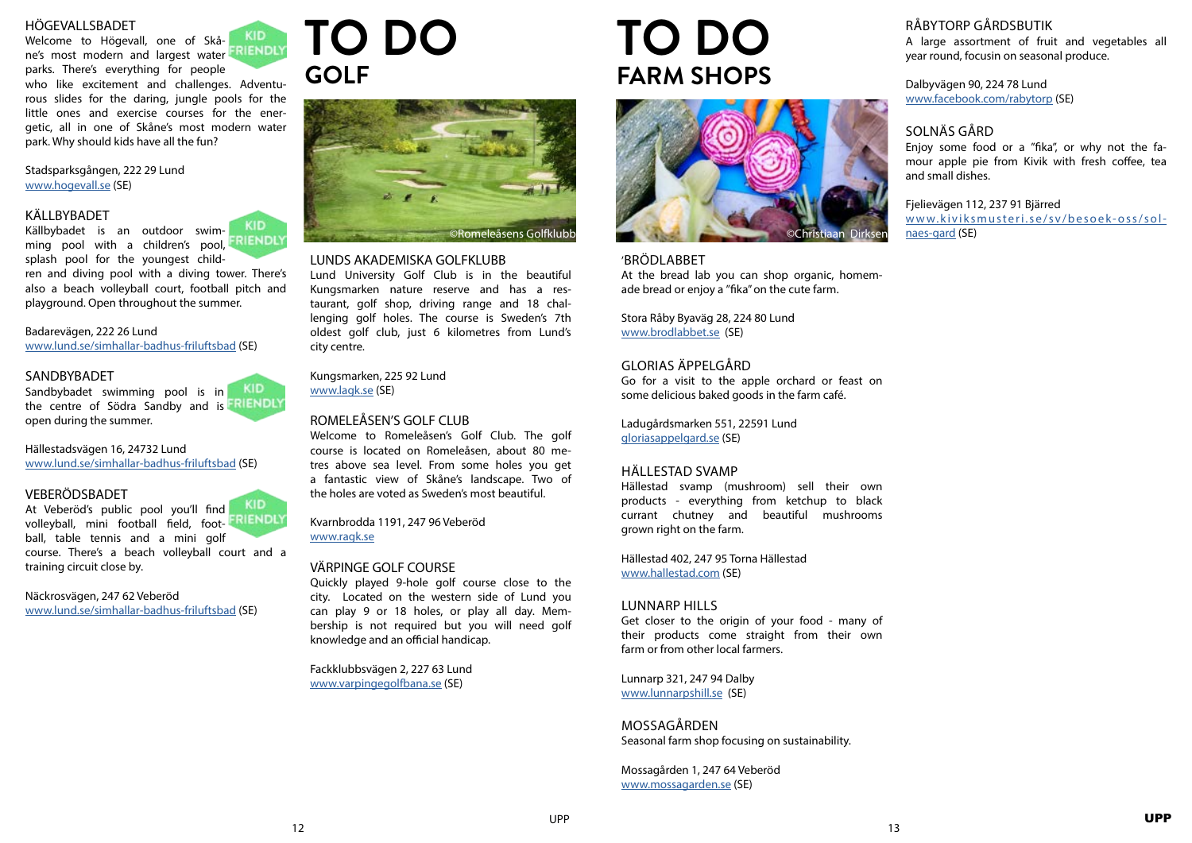## HÖGEVALLSBADET

KID FRIENDLY

Welcome to Högevall, one of Skåne's most modern and largest water parks. There's everything for people who like excitement and challenges. Adventurous slides for the daring, jungle pools for the little ones and exercise courses for the energetic, all in one of Skåne's most modern water park. Why should kids have all the fun?

Stadsparksgången, 222 29 Lund
www.hogevall.se (SE)

## KÄLLBYBADET

KID FRIENDLY

Källbybadet is an outdoor swimming pool with a children's pool, splash pool for the youngest children and diving pool with a diving tower. There's also a beach volleyball court, football pitch and playground. Open throughout the summer.

Badarevägen, 222 26 Lund
www.lund.se/simhallar-badhus-friluftsbad (SE)

## SANDBYBADET

KID FRIENDLY

Sandbybadet swimming pool is in the centre of Södra Sandby and is open during the summer.

Hällestadsvägen 16, 24732 Lund
www.lund.se/simhallar-badhus-friluftsbad (SE)

## VEBERÖDSBADET

KID FRIENDLY

At Veberöd's public pool you'll find volleyball, mini football field, football, table tennis and a mini golf course. There's a beach volleyball court and a training circuit close by.

Näckrosvägen, 247 62 Veberöd
www.lund.se/simhallar-badhus-friluftsbad (SE)

# TO DO
## GOLF

©Romeleåsens Golfklubb

## LUNDS AKADEMISKA GOLFKLUBB

Lund University Golf Club is in the beautiful Kungsmarken nature reserve and has a restaurant, golf shop, driving range and 18 challenging golf holes. The course is Sweden's 7th oldest golf club, just 6 kilometres from Lund's city centre.

Kungsmarken, 225 92 Lund
www.lagk.se (SE)

## ROMELEÅSEN'S GOLF CLUB

Welcome to Romeleåsen's Golf Club. The golf course is located on Romeleåsen, about 80 metres above sea level. From some holes you get a fantastic view of Skåne's landscape. Two of the holes are voted as Sweden's most beautiful.

Kvarnbrodda 1191, 247 96 Veberöd
www.ragk.se

## VÄRPINGE GOLF COURSE

Quickly played 9-hole golf course close to the city. Located on the western side of Lund you can play 9 or 18 holes, or play all day. Membership is not required but you will need golf knowledge and an official handicap.

Fackklubbsvägen 2, 227 63 Lund
www.varpingegolfbana.se (SE)

# TO DO
## FARM SHOPS

©Christiaan Dirksen

## 'BRÖDLABBET

At the bread lab you can shop organic, homemade bread or enjoy a "fika" on the cute farm.

Stora Råby Byaväg 28, 224 80 Lund
www.brodlabbet.se (SE)

## GLORIAS ÄPPELGÅRD

Go for a visit to the apple orchard or feast on some delicious baked goods in the farm café.

Ladugårdsmarken 551, 22591 Lund
gloriasappelgard.se (SE)

## HÄLLESTAD SVAMP

Hällestad svamp (mushroom) sell their own products - everything from ketchup to black currant chutney and beautiful mushrooms grown right on the farm.

Hällestad 402, 247 95 Torna Hällestad
www.hallestad.com (SE)

## LUNNARP HILLS

Get closer to the origin of your food - many of their products come straight from their own farm or from other local farmers.

Lunnarp 321, 247 94 Dalby
www.lunnarpshill.se (SE)

## MOSSAGÅRDEN

Seasonal farm shop focusing on sustainability.

Mossagården 1, 247 64 Veberöd
www.mossagarden.se (SE)

## RÅBYTORP GÅRDSBUTIK

A large assortment of fruit and vegetables all year round, focusin on seasonal produce.

Dalbyvägen 90, 224 78 Lund
www.facebook.com/rabytorp (SE)

## SOLNÄS GÅRD

Enjoy some food or a "fika", or why not the famour apple pie from Kivik with fresh coffee, tea and small dishes.

Fjelievägen 112, 237 91 Bjärred
www.kiviksmusteri.se/sv/besoek-oss/solnaes-gard (SE)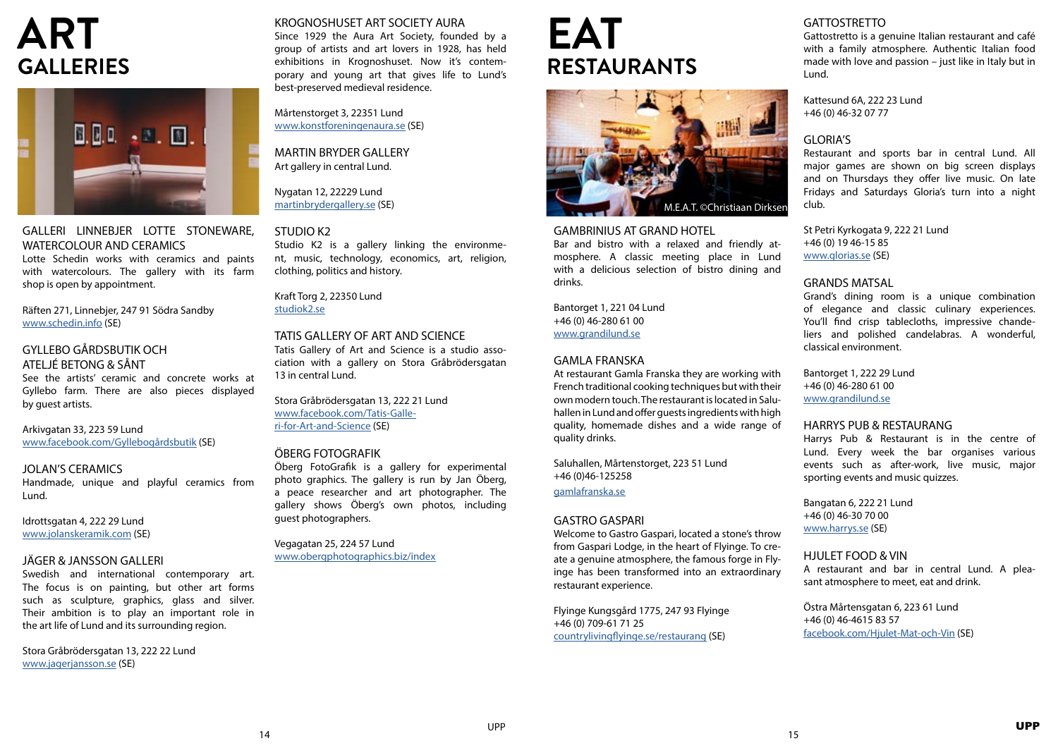# ART
## GALLERIES

### GALLERI LINNEBJER LOTTE STONEWARE, WATERCOLOUR AND CERAMICS

Lotte Schedin works with ceramics and paints with watercolours. The gallery with its farm shop is open by appointment.

Räften 271, Linnebjer, 247 91 Södra Sandby
www.schedin.info (SE)

### GYLLEBO GÅRDSBUTIK OCH ATELJÉ BETONG & SÅNT

See the artists' ceramic and concrete works at Gyllebo farm. There are also pieces displayed by guest artists.

Arkivgatan 33, 223 59 Lund
www.facebook.com/Gyllebogårdsbutik (SE)

### JOLAN'S CERAMICS

Handmade, unique and playful ceramics from Lund.

Idrottsgatan 4, 222 29 Lund
www.jolanskeramik.com (SE)

### JÄGER & JANSSON GALLERI

Swedish and international contemporary art. The focus is on painting, but other art forms such as sculpture, graphics, glass and silver. Their ambition is to play an important role in the art life of Lund and its surrounding region.

Stora Gråbrödersgatan 13, 222 22 Lund
www.jagerjansson.se (SE)

### KROGNOSHUSET ART SOCIETY AURA

Since 1929 the Aura Art Society, founded by a group of artists and art lovers in 1928, has held exhibitions in Krognoshuset. Now it's contemporary and young art that gives life to Lund's best-preserved medieval residence.

Mårtenstorget 3, 22351 Lund
www.konstforeningenaura.se (SE)

### MARTIN BRYDER GALLERY

Art gallery in central Lund.

Nygatan 12, 22229 Lund
martinbrydergallery.se (SE)

### STUDIO K2

Studio K2 is a gallery linking the environment, music, technology, economics, art, religion, clothing, politics and history.

Kraft Torg 2, 22350 Lund
studiok2.se

### TATIS GALLERY OF ART AND SCIENCE

Tatis Gallery of Art and Science is a studio association with a gallery on Stora Gråbrödersgatan 13 in central Lund.

Stora Gråbrödersgatan 13, 222 21 Lund
www.facebook.com/Tatis-Galleri-for-Art-and-Science (SE)

### ÖBERG FOTOGRAFIK

Öberg FotoGrafik is a gallery for experimental photo graphics. The gallery is run by Jan Öberg, a peace researcher and art photographer. The gallery shows Öberg's own photos, including guest photographers.

Vegagatan 25, 224 57 Lund
www.obergphotographics.biz/index

# EAT
## RESTAURANTS

M.E.A.T. ©Christiaan Dirksen

### GAMBRINIUS AT GRAND HOTEL

Bar and bistro with a relaxed and friendly atmosphere. A classic meeting place in Lund with a delicious selection of bistro dining and drinks.

Bantorget 1, 221 04 Lund
+46 (0) 46-280 61 00
www.grandilund.se

### GAMLA FRANSKA

At restaurant Gamla Franska they are working with French traditional cooking techniques but with their own modern touch. The restaurant is located in Saluhallen in Lund and offer guests ingredients with high quality, homemade dishes and a wide range of quality drinks.

Saluhallen, Mårtenstorget, 223 51 Lund
+46 (0)46-125258
gamlafranska.se

### GASTRO GASPARI

Welcome to Gastro Gaspari, located a stone's throw from Gaspari Lodge, in the heart of Flyinge. To create a genuine atmosphere, the famous forge in Flyinge has been transformed into an extraordinary restaurant experience.

Flyinge Kungsgård 1775, 247 93 Flyinge
+46 (0) 709-61 71 25
countrylivingflyinge.se/restaurang (SE)

### GATTOSTRETTO

Gattostretto is a genuine Italian restaurant and café with a family atmosphere. Authentic Italian food made with love and passion – just like in Italy but in Lund.

Kattesund 6A, 222 23 Lund
+46 (0) 46-32 07 77

### GLORIA'S

Restaurant and sports bar in central Lund. All major games are shown on big screen displays and on Thursdays they offer live music. On late Fridays and Saturdays Gloria's turn into a night club.

St Petri Kyrkogata 9, 222 21 Lund
+46 (0) 19 46-15 85
www.glorias.se (SE)

### GRANDS MATSAL

Grand's dining room is a unique combination of elegance and classic culinary experiences. You'll find crisp tablecloths, impressive chandeliers and polished candelabras. A wonderful, classical environment.

Bantorget 1, 222 29 Lund
+46 (0) 46-280 61 00
www.grandilund.se

### HARRYS PUB & RESTAURANG

Harrys Pub & Restaurant is in the centre of Lund. Every week the bar organises various events such as after-work, live music, major sporting events and music quizzes.

Bangatan 6, 222 21 Lund
+46 (0) 46-30 70 00
www.harrys.se (SE)

### HJULET FOOD & VIN

A restaurant and bar in central Lund. A pleasant atmosphere to meet, eat and drink.

Östra Mårtensgatan 6, 223 61 Lund
+46 (0) 46-4615 83 57
facebook.com/Hjulet-Mat-och-Vin (SE)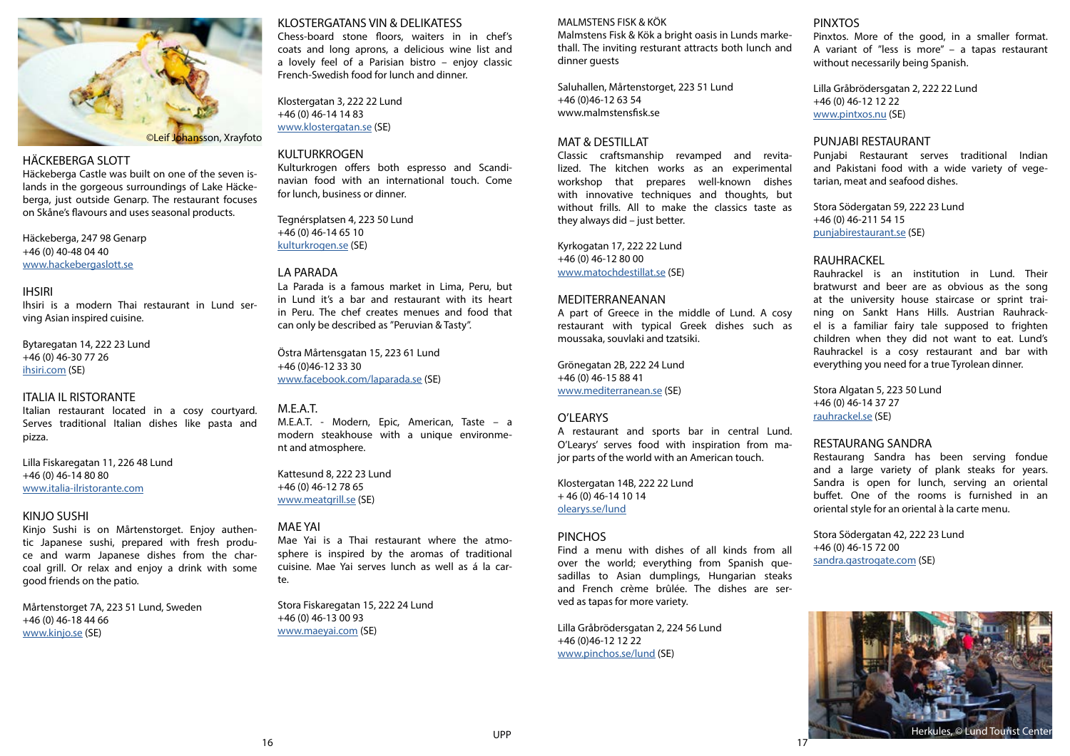©Leif Johansson, Xrayfoto

## HÄCKEBERGA SLOTT

Häckeberga Castle was built on one of the seven islands in the gorgeous surroundings of Lake Häckeberga, just outside Genarp. The restaurant focuses on Skåne's flavours and uses seasonal products.

Häckeberga, 247 98 Genarp
+46 (0) 40-48 04 40
www.hackebergaslott.se

## IHSIRI

Ihsiri is a modern Thai restaurant in Lund serving Asian inspired cuisine.

Bytaregatan 14, 222 23 Lund
+46 (0) 46-30 77 26
ihsiri.com (SE)

## ITALIA IL RISTORANTE

Italian restaurant located in a cosy courtyard. Serves traditional Italian dishes like pasta and pizza.

Lilla Fiskaregatan 11, 226 48 Lund
+46 (0) 46-14 80 80
www.italia-ilristorante.com

## KINJO SUSHI

Kinjo Sushi is on Mårtenstorget. Enjoy authentic Japanese sushi, prepared with fresh produce and warm Japanese dishes from the charcoal grill. Or relax and enjoy a drink with some good friends on the patio.

Mårtenstorget 7A, 223 51 Lund, Sweden
+46 (0) 46-18 44 66
www.kinjo.se (SE)

## KLOSTERGATANS VIN & DELIKATESS

Chess-board stone floors, waiters in in chef's coats and long aprons, a delicious wine list and a lovely feel of a Parisian bistro – enjoy classic French-Swedish food for lunch and dinner.

Klostergatan 3, 222 22 Lund
+46 (0) 46-14 14 83
www.klostergatan.se (SE)

## KULTURKROGEN

Kulturkrogen offers both espresso and Scandinavian food with an international touch. Come for lunch, business or dinner.

Tegnérsplatsen 4, 223 50 Lund
+46 (0) 46-14 65 10
kulturkrogen.se (SE)

## LA PARADA

La Parada is a famous market in Lima, Peru, but in Lund it's a bar and restaurant with its heart in Peru. The chef creates menues and food that can only be described as "Peruvian & Tasty".

Östra Mårtensgatan 15, 223 61 Lund
+46 (0)46-12 33 30
www.facebook.com/laparada.se (SE)

## M.E.A.T.

M.E.A.T. - Modern, Epic, American, Taste – a modern steakhouse with a unique environment and atmosphere.

Kattesund 8, 222 23 Lund
+46 (0) 46-12 78 65
www.meatgrill.se (SE)

## MAE YAI

Mae Yai is a Thai restaurant where the atmosphere is inspired by the aromas of traditional cuisine. Mae Yai serves lunch as well as á la carte.

Stora Fiskaregatan 15, 222 24 Lund
+46 (0) 46-13 00 93
www.maeyai.com (SE)

## MALMSTENS FISK & KÖK

Malmstens Fisk & Kök a bright oasis in Lunds markethall. The inviting resturant attracts both lunch and dinner guests

Saluhallen, Mårtenstorget, 223 51 Lund
+46 (0)46-12 63 54
www.malmstensfisk.se

## MAT & DESTILLAT

Classic craftsmanship revamped and revitalized. The kitchen works as an experimental workshop that prepares well-known dishes with innovative techniques and thoughts, but without frills. All to make the classics taste as they always did – just better.

Kyrkogatan 17, 222 22 Lund
+46 (0) 46-12 80 00
www.matochdestillat.se (SE)

## MEDITERRANEANAN

A part of Greece in the middle of Lund. A cosy restaurant with typical Greek dishes such as moussaka, souvlaki and tzatsiki.

Grönegatan 2B, 222 24 Lund
+46 (0) 46-15 88 41
www.mediterranean.se (SE)

## O'LEARYS

A restaurant and sports bar in central Lund. O'Learys' serves food with inspiration from major parts of the world with an American touch.

Klostergatan 14B, 222 22 Lund
+ 46 (0) 46-14 10 14
olearys.se/lund

## PINCHOS

Find a menu with dishes of all kinds from all over the world; everything from Spanish quesadillas to Asian dumplings, Hungarian steaks and French crème brûlée. The dishes are served as tapas for more variety.

Lilla Gråbrödersgatan 2, 224 56 Lund
+46 (0)46-12 12 22
www.pinchos.se/lund (SE)

## PINXTOS

Pinxtos. More of the good, in a smaller format. A variant of "less is more" – a tapas restaurant without necessarily being Spanish.

Lilla Gråbrödersgatan 2, 222 22 Lund
+46 (0) 46-12 12 22
www.pintxos.nu (SE)

## PUNJABI RESTAURANT

Punjabi Restaurant serves traditional Indian and Pakistani food with a wide variety of vegetarian, meat and seafood dishes.

Stora Södergatan 59, 222 23 Lund
+46 (0) 46-211 54 15
punjabirestaurant.se (SE)

## RAUHRACKEL

Rauhrackel is an institution in Lund. Their bratwurst and beer are as obvious as the song at the university house staircase or sprint training on Sankt Hans Hills. Austrian Rauhrackel is a familiar fairy tale supposed to frighten children when they did not want to eat. Lund's Rauhrackel is a cosy restaurant and bar with everything you need for a true Tyrolean dinner.

Stora Algatan 5, 223 50 Lund
+46 (0) 46-14 37 27
rauhrackel.se (SE)

## RESTAURANG SANDRA

Restaurang Sandra has been serving fondue and a large variety of plank steaks for years. Sandra is open for lunch, serving an oriental buffet. One of the rooms is furnished in an oriental style for an oriental à la carte menu.

Stora Södergatan 42, 222 23 Lund
+46 (0) 46-15 72 00
sandra.gastrogate.com (SE)

Herkules, © Lund Tourist Center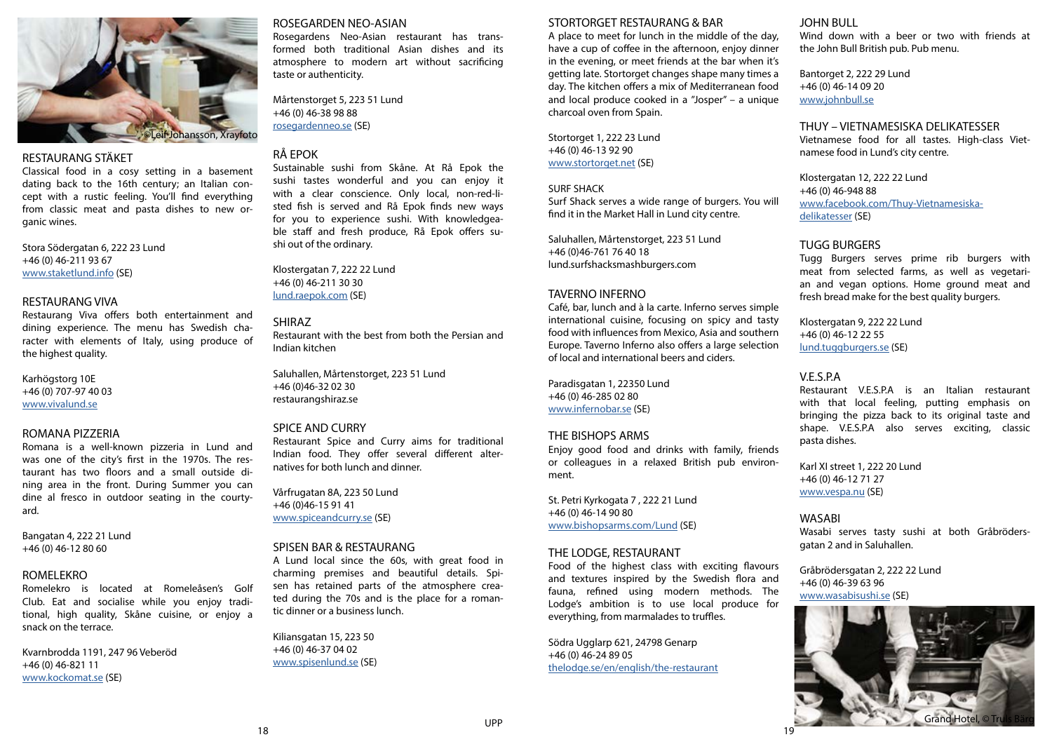©Leif Johansson, Xrayfoto

## RESTAURANG STÄKET

Classical food in a cosy setting in a basement dating back to the 16th century; an Italian concept with a rustic feeling. You'll find everything from classic meat and pasta dishes to new organic wines.

Stora Södergatan 6, 222 23 Lund
+46 (0) 46-211 93 67
www.staketlund.info (SE)

## RESTAURANG VIVA

Restaurang Viva offers both entertainment and dining experience. The menu has Swedish character with elements of Italy, using produce of the highest quality.

Karhögstorg 10E
+46 (0) 707-97 40 03
www.vivalund.se

## ROMANA PIZZERIA

Romana is a well-known pizzeria in Lund and was one of the city's first in the 1970s. The restaurant has two floors and a small outside dining area in the front. During Summer you can dine al fresco in outdoor seating in the courtyard.

Bangatan 4, 222 21 Lund
+46 (0) 46-12 80 60

## ROMELEKRO

Romelekro is located at Romeleåsen's Golf Club. Eat and socialise while you enjoy traditional, high quality, Skåne cuisine, or enjoy a snack on the terrace.

Kvarnbrodda 1191, 247 96 Veberöd
+46 (0) 46-821 11
www.kockomat.se (SE)

## ROSEGARDEN NEO-ASIAN

Rosegardens Neo-Asian restaurant has transformed both traditional Asian dishes and its atmosphere to modern art without sacrificing taste or authenticity.

Mårtenstorget 5, 223 51 Lund
+46 (0) 46-38 98 88
rosegardenneo.se (SE)

## RÅ EPOK

Sustainable sushi from Skåne. At Rå Epok the sushi tastes wonderful and you can enjoy it with a clear conscience. Only local, non-red-listed fish is served and Rå Epok finds new ways for you to experience sushi. With knowledgeable staff and fresh produce, Rå Epok offers sushi out of the ordinary.

Klostergatan 7, 222 22 Lund
+46 (0) 46-211 30 30
lund.raepok.com (SE)

## SHIRAZ

Restaurant with the best from both the Persian and Indian kitchen

Saluhallen, Mårtenstorget, 223 51 Lund
+46 (0)46-32 02 30
restaurangshiraz.se

## SPICE AND CURRY

Restaurant Spice and Curry aims for traditional Indian food. They offer several different alternatives for both lunch and dinner.

Vårfrugatan 8A, 223 50 Lund
+46 (0)46-15 91 41
www.spiceandcurry.se (SE)

## SPISEN BAR & RESTAURANG

A Lund local since the 60s, with great food in charming premises and beautiful details. Spisen has retained parts of the atmosphere created during the 70s and is the place for a romantic dinner or a business lunch.

Kiliansgatan 15, 223 50
+46 (0) 46-37 04 02
www.spisenlund.se (SE)

## STORTORGET RESTAURANG & BAR

A place to meet for lunch in the middle of the day, have a cup of coffee in the afternoon, enjoy dinner in the evening, or meet friends at the bar when it's getting late. Stortorget changes shape many times a day. The kitchen offers a mix of Mediterranean food and local produce cooked in a "Josper" – a unique charcoal oven from Spain.

Stortorget 1, 222 23 Lund
+46 (0) 46-13 92 90
www.stortorget.net (SE)

## SURF SHACK

Surf Shack serves a wide range of burgers. You will find it in the Market Hall in Lund city centre.

Saluhallen, Mårtenstorget, 223 51 Lund
+46 (0)46-761 76 40 18
lund.surfshacksmashburgers.com

## TAVERNO INFERNO

Café, bar, lunch and à la carte. Inferno serves simple international cuisine, focusing on spicy and tasty food with influences from Mexico, Asia and southern Europe. Taverno Inferno also offers a large selection of local and international beers and ciders.

Paradisgatan 1, 22350 Lund
+46 (0) 46-285 02 80
www.infernobar.se (SE)

## THE BISHOPS ARMS

Enjoy good food and drinks with family, friends or colleagues in a relaxed British pub environment.

St. Petri Kyrkogata 7 , 222 21 Lund
+46 (0) 46-14 90 80
www.bishopsarms.com/Lund (SE)

## THE LODGE, RESTAURANT

Food of the highest class with exciting flavours and textures inspired by the Swedish flora and fauna, refined using modern methods. The Lodge's ambition is to use local produce for everything, from marmalades to truffles.

Södra Ugglarp 621, 24798 Genarp
+46 (0) 46-24 89 05
thelodge.se/en/english/the-restaurant

## JOHN BULL

Wind down with a beer or two with friends at the John Bull British pub. Pub menu.

Bantorget 2, 222 29 Lund
+46 (0) 46-14 09 20
www.johnbull.se

## THUY – VIETNAMESISKA DELIKATESSER

Vietnamese food for all tastes. High-class Vietnamese food in Lund's city centre.

Klostergatan 12, 222 22 Lund
+46 (0) 46-948 88
www.facebook.com/Thuy-Vietnamesiska-delikatesser (SE)

## TUGG BURGERS

Tugg Burgers serves prime rib burgers with meat from selected farms, as well as vegetarian and vegan options. Home ground meat and fresh bread make for the best quality burgers.

Klostergatan 9, 222 22 Lund
+46 (0) 46-12 22 55
lund.tuggburgers.se (SE)

## V.E.S.P.A

Restaurant V.E.S.P.A is an Italian restaurant with that local feeling, putting emphasis on bringing the pizza back to its original taste and shape. V.E.S.P.A also serves exciting, classic pasta dishes.

Karl XI street 1, 222 20 Lund
+46 (0) 46-12 71 27
www.vespa.nu (SE)

## WASABI

Wasabi serves tasty sushi at both Gråbrödersgatan 2 and in Saluhallen.

Gråbrödersgatan 2, 222 22 Lund
+46 (0) 46-39 63 96
www.wasabisushi.se (SE)

Grand Hotel, © Truls Bärg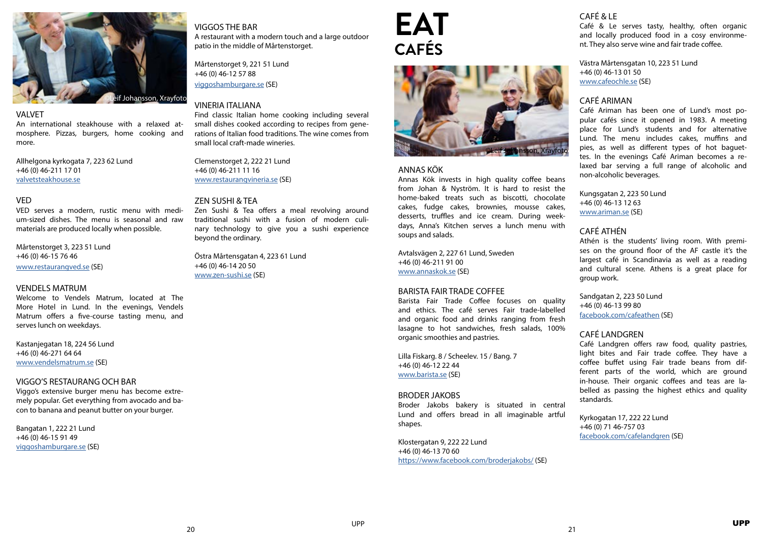©Leif Johansson, Xrayfoto

## VALVET

An international steakhouse with a relaxed atmosphere. Pizzas, burgers, home cooking and more.

Allhelgona kyrkogata 7, 223 62 Lund
+46 (0) 46-211 17 01
valvetsteakhouse.se

## VED

VED serves a modern, rustic menu with medium-sized dishes. The menu is seasonal and raw materials are produced locally when possible.

Mårtenstorget 3, 223 51 Lund
+46 (0) 46-15 76 46
www.restaurangved.se (SE)

## VENDELS MATRUM

Welcome to Vendels Matrum, located at The More Hotel in Lund. In the evenings, Vendels Matrum offers a five-course tasting menu, and serves lunch on weekdays.

Kastanjegatan 18, 224 56 Lund
+46 (0) 46-271 64 64
www.vendelsmatrum.se (SE)

## VIGGO'S RESTAURANG OCH BAR

Viggo's extensive burger menu has become extremely popular. Get everything from avocado and bacon to banana and peanut butter on your burger.

Bangatan 1, 222 21 Lund
+46 (0) 46-15 91 49
viggoshamburgare.se (SE)

## VIGGOS THE BAR

A restaurant with a modern touch and a large outdoor patio in the middle of Mårtenstorget.

Mårtenstorget 9, 221 51 Lund
+46 (0) 46-12 57 88
viggoshamburgare.se (SE)

## VINERIA ITALIANA

Find classic Italian home cooking including several small dishes cooked according to recipes from generations of Italian food traditions. The wine comes from small local craft-made wineries.

Clemenstorget 2, 222 21 Lund
+46 (0) 46-211 11 16
www.restaurangvineria.se (SE)

## ZEN SUSHI & TEA

Zen Sushi & Tea offers a meal revolving around traditional sushi with a fusion of modern culinary technology to give you a sushi experience beyond the ordinary.

Östra Mårtensgatan 4, 223 61 Lund
+46 (0) 46-14 20 50
www.zen-sushi.se (SE)

# EAT
# CAFÉS

©Leif Johansson, Xrayfoto

## ANNAS KÖK

Annas Kök invests in high quality coffee beans from Johan & Nyström. It is hard to resist the home-baked treats such as biscotti, chocolate cakes, fudge cakes, brownies, mousse cakes, desserts, truffles and ice cream. During weekdays, Anna's Kitchen serves a lunch menu with soups and salads.

Avtalsvägen 2, 227 61 Lund, Sweden
+46 (0) 46-211 91 00
www.annaskok.se (SE)

## BARISTA FAIR TRADE COFFEE

Barista Fair Trade Coffee focuses on quality and ethics. The café serves Fair trade-labelled and organic food and drinks ranging from fresh lasagne to hot sandwiches, fresh salads, 100% organic smoothies and pastries.

Lilla Fiskarg. 8 / Scheelev. 15 / Bang. 7
+46 (0) 46-12 22 44
www.barista.se (SE)

## BRODER JAKOBS

Broder Jakobs bakery is situated in central Lund and offers bread in all imaginable artful shapes.

Klostergatan 9, 222 22 Lund
+46 (0) 46-13 70 60
https://www.facebook.com/broderjakobs/ (SE)

## CAFÉ & LE

Café & Le serves tasty, healthy, often organic and locally produced food in a cosy environment. They also serve wine and fair trade coffee.

Västra Mårtensgatan 10, 223 51 Lund
+46 (0) 46-13 01 50
www.cafeochle.se (SE)

## CAFÉ ARIMAN

Café Ariman has been one of Lund's most popular cafés since it opened in 1983. A meeting place for Lund's students and for alternative Lund. The menu includes cakes, muffins and pies, as well as different types of hot baguettes. In the evenings Café Ariman becomes a relaxed bar serving a full range of alcoholic and non-alcoholic beverages.

Kungsgatan 2, 223 50 Lund
+46 (0) 46-13 12 63
www.ariman.se (SE)

## CAFÉ ATHÉN

Athén is the students' living room. With premises on the ground floor of the AF castle it's the largest café in Scandinavia as well as a reading and cultural scene. Athens is a great place for group work.

Sandgatan 2, 223 50 Lund
+46 (0) 46-13 99 80
facebook.com/cafeathen (SE)

## CAFÉ LANDGREN

Café Landgren offers raw food, quality pastries, light bites and Fair trade coffee. They have a coffee buffet using Fair trade beans from different parts of the world, which are ground in-house. Their organic coffees and teas are labelled as passing the highest ethics and quality standards.

Kyrkogatan 17, 222 22 Lund
+46 (0) 71 46-757 03
facebook.com/cafelandgren (SE)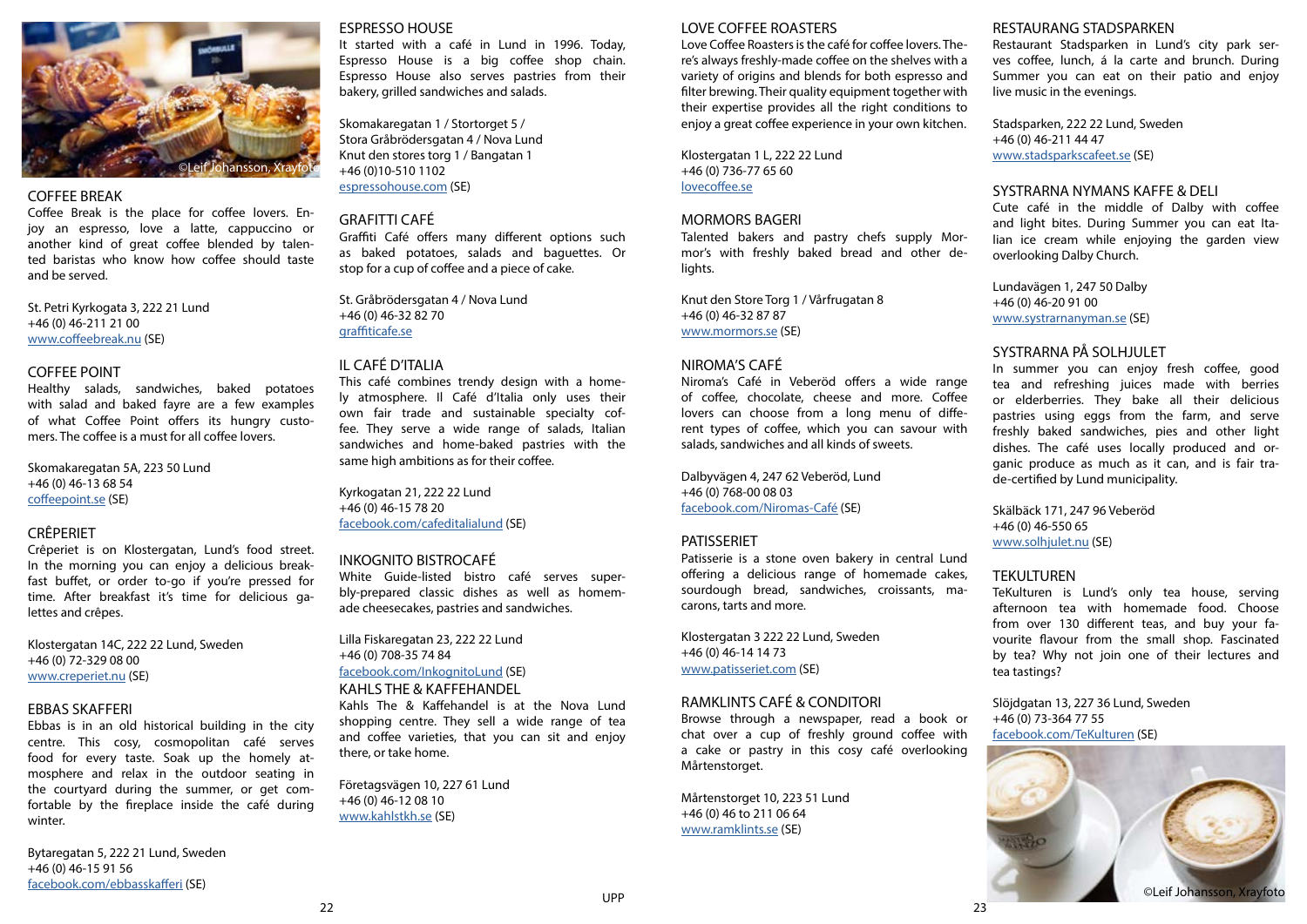## COFFEE BREAK

Coffee Break is the place for coffee lovers. Enjoy an espresso, love a latte, cappuccino or another kind of great coffee blended by talented baristas who know how coffee should taste and be served.

St. Petri Kyrkogata 3, 222 21 Lund
+46 (0) 46-211 21 00
www.coffeebreak.nu (SE)

## COFFEE POINT

Healthy salads, sandwiches, baked potatoes with salad and baked fayre are a few examples of what Coffee Point offers its hungry customers. The coffee is a must for all coffee lovers.

Skomakaregatan 5A, 223 50 Lund
+46 (0) 46-13 68 54
coffeepoint.se (SE)

## CRÊPERIET

Crêperiet is on Klostergatan, Lund's food street. In the morning you can enjoy a delicious breakfast buffet, or order to-go if you're pressed for time. After breakfast it's time for delicious galettes and crêpes.

Klostergatan 14C, 222 22 Lund, Sweden
+46 (0) 72-329 08 00
www.creperiet.nu (SE)

## EBBAS SKAFFERI

Ebbas is in an old historical building in the city centre. This cosy, cosmopolitan café serves food for every taste. Soak up the homely atmosphere and relax in the outdoor seating in the courtyard during the summer, or get comfortable by the fireplace inside the café during winter.

Bytaregatan 5, 222 21 Lund, Sweden
+46 (0) 46-15 91 56
facebook.com/ebbasskafferi (SE)

## ESPRESSO HOUSE

It started with a café in Lund in 1996. Today, Espresso House is a big coffee shop chain. Espresso House also serves pastries from their bakery, grilled sandwiches and salads.

Skomakaregatan 1 / Stortorget 5 /
Stora Gråbrödersgatan 4 / Nova Lund
Knut den stores torg 1 / Bangatan 1
+46 (0)10-510 1102
espressohouse.com (SE)

## GRAFITTI CAFÉ

Graffiti Café offers many different options such as baked potatoes, salads and baguettes. Or stop for a cup of coffee and a piece of cake.

St. Gråbrödersgatan 4 / Nova Lund
+46 (0) 46-32 82 70
graffiticafe.se

## IL CAFÉ D'ITALIA

This café combines trendy design with a homely atmosphere. Il Café d'Italia only uses their own fair trade and sustainable specialty coffee. They serve a wide range of salads, Italian sandwiches and home-baked pastries with the same high ambitions as for their coffee.

Kyrkogatan 21, 222 22 Lund
+46 (0) 46-15 78 20
facebook.com/cafeditalialund (SE)

## INKOGNITO BISTROCAFÉ

White Guide-listed bistro café serves superbly-prepared classic dishes as well as homemade cheesecakes, pastries and sandwiches.

Lilla Fiskaregatan 23, 222 22 Lund
+46 (0) 708-35 74 84
facebook.com/InkognitoLund (SE)

## KAHLS THE & KAFFEHANDEL

Kahls The & Kaffehandel is at the Nova Lund shopping centre. They sell a wide range of tea and coffee varieties, that you can sit and enjoy there, or take home.

Företagsvägen 10, 227 61 Lund
+46 (0) 46-12 08 10
www.kahlstkh.se (SE)

## LOVE COFFEE ROASTERS

Love Coffee Roasters is the café for coffee lovers. There's always freshly-made coffee on the shelves with a variety of origins and blends for both espresso and filter brewing. Their quality equipment together with their expertise provides all the right conditions to enjoy a great coffee experience in your own kitchen.

Klostergatan 1 L, 222 22 Lund
+46 (0) 736-77 65 60
lovecoffee.se

## MORMORS BAGERI

Talented bakers and pastry chefs supply Mormor's with freshly baked bread and other delights.

Knut den Store Torg 1 / Vårfrugatan 8
+46 (0) 46-32 87 87
www.mormors.se (SE)

## NIROMA'S CAFÉ

Niroma's Café in Veberöd offers a wide range of coffee, chocolate, cheese and more. Coffee lovers can choose from a long menu of different types of coffee, which you can savour with salads, sandwiches and all kinds of sweets.

Dalbyvägen 4, 247 62 Veberöd, Lund
+46 (0) 768-00 08 03
facebook.com/Niromas-Café (SE)

## PATISSERIET

Patisserie is a stone oven bakery in central Lund offering a delicious range of homemade cakes, sourdough bread, sandwiches, croissants, macarons, tarts and more.

Klostergatan 3 222 22 Lund, Sweden
+46 (0) 46-14 14 73
www.patisseriet.com (SE)

## RAMKLINTS CAFÉ & CONDITORI

Browse through a newspaper, read a book or chat over a cup of freshly ground coffee with a cake or pastry in this cosy café overlooking Mårtenstorget.

Mårtenstorget 10, 223 51 Lund
+46 (0) 46 to 211 06 64
www.ramklints.se (SE)

## RESTAURANG STADSPARKEN

Restaurant Stadsparken in Lund's city park serves coffee, lunch, á la carte and brunch. During Summer you can eat on their patio and enjoy live music in the evenings.

Stadsparken, 222 22 Lund, Sweden
+46 (0) 46-211 44 47
www.stadsparkscafeet.se (SE)

## SYSTRARNA NYMANS KAFFE & DELI

Cute café in the middle of Dalby with coffee and light bites. During Summer you can eat Italian ice cream while enjoying the garden view overlooking Dalby Church.

Lundavägen 1, 247 50 Dalby
+46 (0) 46-20 91 00
www.systrarnanyman.se (SE)

## SYSTRARNA PÅ SOLHJULET

In summer you can enjoy fresh coffee, good tea and refreshing juices made with berries or elderberries. They bake all their delicious pastries using eggs from the farm, and serve freshly baked sandwiches, pies and other light dishes. The café uses locally produced and organic produce as much as it can, and is fair trade-certified by Lund municipality.

Skälbäck 171, 247 96 Veberöd
+46 (0) 46-550 65
www.solhjulet.nu (SE)

## TEKULTUREN

TeKulturen is Lund's only tea house, serving afternoon tea with homemade food. Choose from over 130 different teas, and buy your favourite flavour from the small shop. Fascinated by tea? Why not join one of their lectures and tea tastings?

Slöjdgatan 13, 227 36 Lund, Sweden
+46 (0) 73-364 77 55
facebook.com/TeKulturen (SE)

©Leif Johansson, Xrayfoto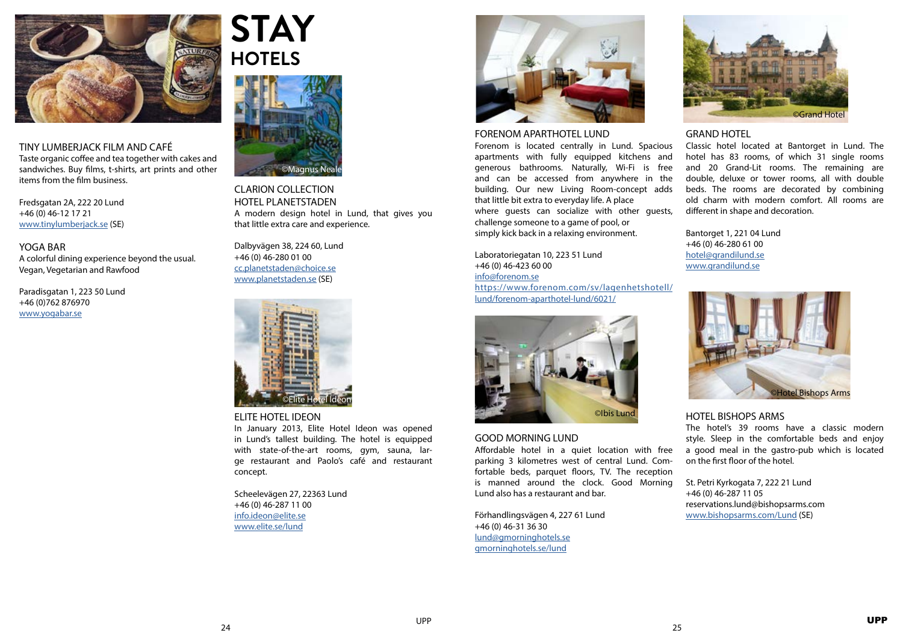### TINY LUMBERJACK FILM AND CAFÉ

Taste organic coffee and tea together with cakes and sandwiches. Buy films, t-shirts, art prints and other items from the film business.

Fredsgatan 2A, 222 20 Lund
+46 (0) 46-12 17 21
www.tinylumberjack.se (SE)

### YOGA BAR

A colorful dining experience beyond the usual. Vegan, Vegetarian and Rawfood

Paradisgatan 1, 223 50 Lund
+46 (0)762 876970
www.yogabar.se

# STAY
## HOTELS

©Magnus Neale

### CLARION COLLECTION HOTEL PLANETSTADEN

A modern design hotel in Lund, that gives you that little extra care and experience.

Dalbyvägen 38, 224 60, Lund
+46 (0) 46-280 01 00
cc.planetstaden@choice.se
www.planetstaden.se (SE)

©Elite Hotel Ideon

### ELITE HOTEL IDEON

In January 2013, Elite Hotel Ideon was opened in Lund's tallest building. The hotel is equipped with state-of-the-art rooms, gym, sauna, large restaurant and Paolo's café and restaurant concept.

Scheelevägen 27, 22363 Lund
+46 (0) 46-287 11 00
info.ideon@elite.se
www.elite.se/lund

### FORENOM APARTHOTEL LUND

Forenom is located centrally in Lund. Spacious apartments with fully equipped kitchens and generous bathrooms. Naturally, Wi-Fi is free and can be accessed from anywhere in the building. Our new Living Room-concept adds that little bit extra to everyday life. A place where guests can socialize with other guests, challenge someone to a game of pool, or simply kick back in a relaxing environment.

Laboratoriegatan 10, 223 51 Lund
+46 (0) 46-423 60 00
info@forenom.se
https://www.forenom.com/sv/lagenhetshotell/lund/forenom-aparthotel-lund/6021/

©Ibis Lund

### GOOD MORNING LUND

Affordable hotel in a quiet location with free parking 3 kilometres west of central Lund. Comfortable beds, parquet floors, TV. The reception is manned around the clock. Good Morning Lund also has a restaurant and bar.

Förhandlingsvägen 4, 227 61 Lund
+46 (0) 46-31 36 30
lund@gmorninghotels.se
gmorninghotels.se/lund

©Grand Hotel

### GRAND HOTEL

Classic hotel located at Bantorget in Lund. The hotel has 83 rooms, of which 31 single rooms and 20 Grand-Lit rooms. The remaining are double, deluxe or tower rooms, all with double beds. The rooms are decorated by combining old charm with modern comfort. All rooms are different in shape and decoration.

Bantorget 1, 221 04 Lund
+46 (0) 46-280 61 00
hotel@grandilund.se
www.grandilund.se

©Hotel Bishops Arms

### HOTEL BISHOPS ARMS

The hotel's 39 rooms have a classic modern style. Sleep in the comfortable beds and enjoy a good meal in the gastro-pub which is located on the first floor of the hotel.

St. Petri Kyrkogata 7, 222 21 Lund
+46 (0) 46-287 11 05
reservations.lund@bishopsarms.com
www.bishopsarms.com/Lund (SE)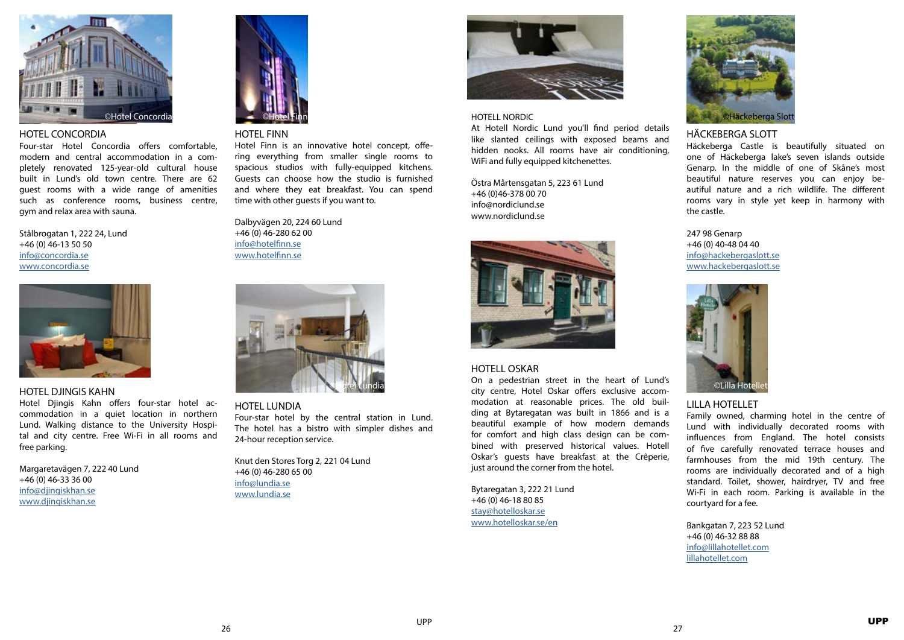## HOTEL CONCORDIA

Four-star Hotel Concordia offers comfortable, modern and central accommodation in a completely renovated 125-year-old cultural house built in Lund's old town centre. There are 62 guest rooms with a wide range of amenities such as conference rooms, business centre, gym and relax area with sauna.

Stålbrogatan 1, 222 24, Lund
+46 (0) 46-13 50 50
info@concordia.se
www.concordia.se

## HOTEL DJINGIS KAHN

Hotel Djingis Kahn offers four-star hotel accommodation in a quiet location in northern Lund. Walking distance to the University Hospital and city centre. Free Wi-Fi in all rooms and free parking.

Margaretavägen 7, 222 40 Lund
+46 (0) 46-33 36 00
info@djingiskhan.se
www.djingiskhan.se

## HOTEL FINN

Hotel Finn is an innovative hotel concept, offering everything from smaller single rooms to spacious studios with fully-equipped kitchens. Guests can choose how the studio is furnished and where they eat breakfast. You can spend time with other guests if you want to.

Dalbyvägen 20, 224 60 Lund
+46 (0) 46-280 62 00
info@hotelfinn.se
www.hotelfinn.se

## HOTEL LUNDIA

Four-star hotel by the central station in Lund. The hotel has a bistro with simpler dishes and 24-hour reception service.

Knut den Stores Torg 2, 221 04 Lund
+46 (0) 46-280 65 00
info@lundia.se
www.lundia.se

## HOTELL NORDIC

At Hotell Nordic Lund you'll find period details like slanted ceilings with exposed beams and hidden nooks. All rooms have air conditioning, WiFi and fully equipped kitchenettes.

Östra Mårtensgatan 5, 223 61 Lund
+46 (0)46-378 00 70
info@nordiclund.se
www.nordiclund.se

## HOTELL OSKAR

On a pedestrian street in the heart of Lund's city centre, Hotel Oskar offers exclusive accommodation at reasonable prices. The old building at Bytaregatan was built in 1866 and is a beautiful example of how modern demands for comfort and high class design can be combined with preserved historical values. Hotell Oskar's guests have breakfast at the Crêperie, just around the corner from the hotel.

Bytaregatan 3, 222 21 Lund
+46 (0) 46-18 80 85
stay@hotelloskar.se
www.hotelloskar.se/en

## HÄCKEBERGA SLOTT

Häckeberga Castle is beautifully situated on one of Häckeberga lake's seven islands outside Genarp. In the middle of one of Skåne's most beautiful nature reserves you can enjoy beautiful nature and a rich wildlife. The different rooms vary in style yet keep in harmony with the castle.

247 98 Genarp
+46 (0) 40-48 04 40
info@hackebergaslott.se
www.hackebergaslott.se

## LILLA HOTELLET

Family owned, charming hotel in the centre of Lund with individually decorated rooms with influences from England. The hotel consists of five carefully renovated terrace houses and farmhouses from the mid 19th century. The rooms are individually decorated and of a high standard. Toilet, shower, hairdryer, TV and free Wi-Fi in each room. Parking is available in the courtyard for a fee.

Bankgatan 7, 223 52 Lund
+46 (0) 46-32 88 88
info@lillahotellet.com
lillahotellet.com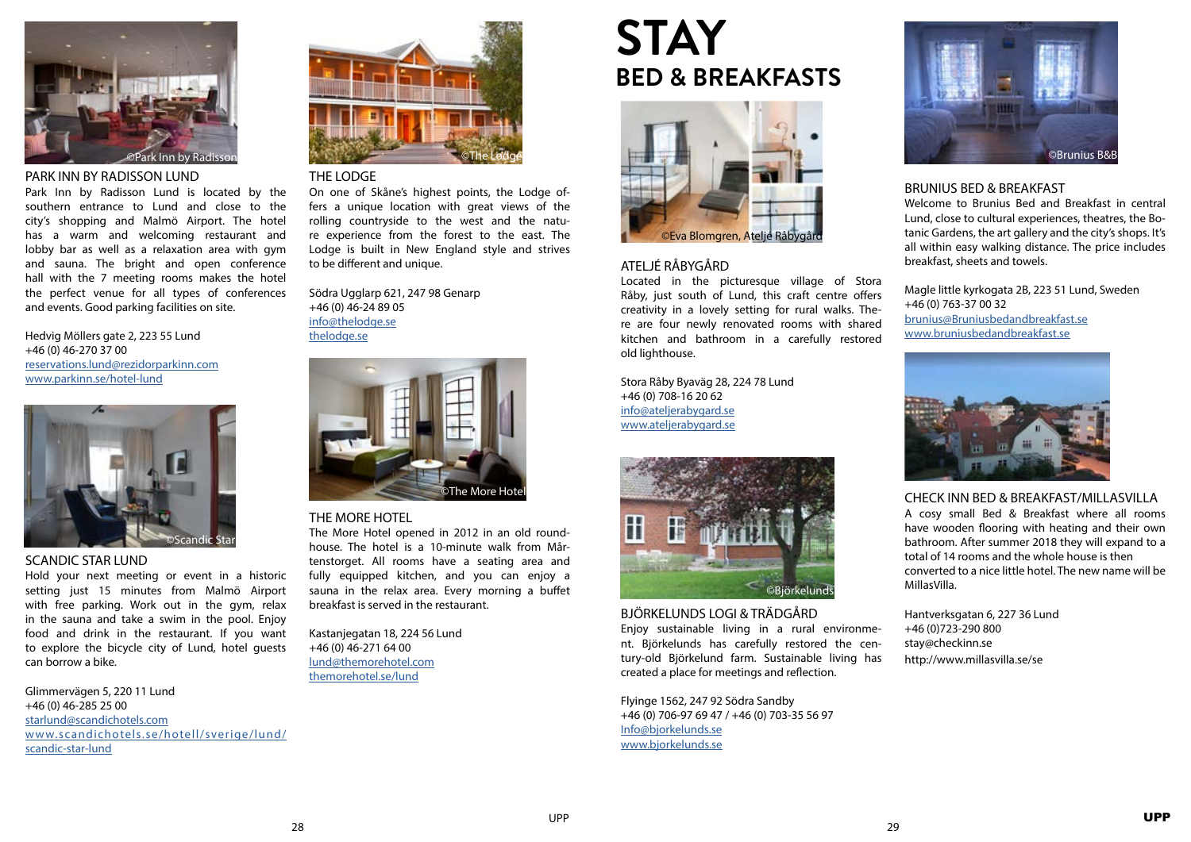©Park Inn by Radisson

### PARK INN BY RADISSON LUND

Park Inn by Radisson Lund is located by the southern entrance to Lund and close to the city's shopping and Malmö Airport. The hotel has a warm and welcoming restaurant and lobby bar as well as a relaxation area with gym and sauna. The bright and open conference hall with the 7 meeting rooms makes the hotel the perfect venue for all types of conferences and events. Good parking facilities on site.

Hedvig Möllers gate 2, 223 55 Lund
+46 (0) 46-270 37 00
reservations.lund@rezidorparkinn.com
www.parkinn.se/hotel-lund

©Scandic Star

### SCANDIC STAR LUND

Hold your next meeting or event in a historic setting just 15 minutes from Malmö Airport with free parking. Work out in the gym, relax in the sauna and take a swim in the pool. Enjoy food and drink in the restaurant. If you want to explore the bicycle city of Lund, hotel guests can borrow a bike.

Glimmervägen 5, 220 11 Lund
+46 (0) 46-285 25 00
starlund@scandichotels.com
www.scandichotels.se/hotell/sverige/lund/scandic-star-lund

©The Lodge

### THE LODGE

On one of Skåne's highest points, the Lodge offers a unique location with great views of the rolling countryside to the west and the nature experience from the forest to the east. The Lodge is built in New England style and strives to be different and unique.

Södra Ugglarp 621, 247 98 Genarp
+46 (0) 46-24 89 05
info@thelodge.se
thelodge.se

©The More Hotel

### THE MORE HOTEL

The More Hotel opened in 2012 in an old roundhouse. The hotel is a 10-minute walk from Mårtenstorget. All rooms have a seating area and fully equipped kitchen, and you can enjoy a sauna in the relax area. Every morning a buffet breakfast is served in the restaurant.

Kastanjegatan 18, 224 56 Lund
+46 (0) 46-271 64 00
lund@themorehotel.com
themorehotel.se/lund

# STAY

## BED & BREAKFASTS

©Eva Blomgren, Atelje Råbygård

### ATELJÉ RÅBYGÅRD

Located in the picturesque village of Stora Råby, just south of Lund, this craft centre offers creativity in a lovely setting for rural walks. There are four newly renovated rooms with shared kitchen and bathroom in a carefully restored old lighthouse.

Stora Råby Byaväg 28, 224 78 Lund
+46 (0) 708-16 20 62
info@ateljerabygard.se
www.ateljerabygard.se

©Björkelunds

### BJÖRKELUNDS LOGI & TRÄDGÅRD

Enjoy sustainable living in a rural environment. Björkelunds has carefully restored the century-old Björkelund farm. Sustainable living has created a place for meetings and reflection.

Flyinge 1562, 247 92 Södra Sandby
+46 (0) 706-97 69 47 / +46 (0) 703-35 56 97
Info@bjorkelunds.se
www.bjorkelunds.se

©Brunius B&B

### BRUNIUS BED & BREAKFAST

Welcome to Brunius Bed and Breakfast in central Lund, close to cultural experiences, theatres, the Botanic Gardens, the art gallery and the city's shops. It's all within easy walking distance. The price includes breakfast, sheets and towels.

Magle little kyrkogata 2B, 223 51 Lund, Sweden
+46 (0) 763-37 00 32
brunius@Bruniusbedandbreakfast.se
www.bruniusbedandbreakfast.se

### CHECK INN BED & BREAKFAST/MILLASVILLA

A cosy small Bed & Breakfast where all rooms have wooden flooring with heating and their own bathroom. After summer 2018 they will expand to a total of 14 rooms and the whole house is then converted to a nice little hotel. The new name will be MillasVilla.

Hantverksgatan 6, 227 36 Lund
+46 (0)723-290 800
stay@checkinn.se
http://www.millasvilla.se/se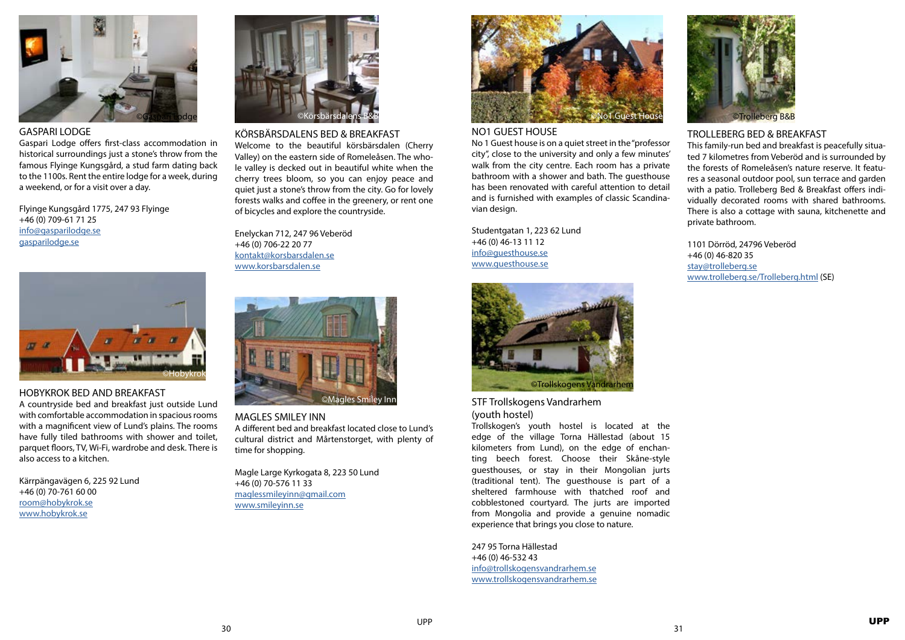©Gaspari Lodge

## GASPARI LODGE

Gaspari Lodge offers first-class accommodation in historical surroundings just a stone's throw from the famous Flyinge Kungsgård, a stud farm dating back to the 1100s. Rent the entire lodge for a week, during a weekend, or for a visit over a day.

Flyinge Kungsgård 1775, 247 93 Flyinge
+46 (0) 709-61 71 25
info@gasparilodge.se
gasparilodge.se

©Hobykrok

## HOBYKROK BED AND BREAKFAST

A countryside bed and breakfast just outside Lund with comfortable accommodation in spacious rooms with a magnificent view of Lund's plains. The rooms have fully tiled bathrooms with shower and toilet, parquet floors, TV, Wi-Fi, wardrobe and desk. There is also access to a kitchen.

Kärrpängavägen 6, 225 92 Lund
+46 (0) 70-761 60 00
room@hobykrok.se
www.hobykrok.se

©Körsbärsdalens B&B

## KÖRSBÄRSDALENS BED & BREAKFAST

Welcome to the beautiful körsbärsdalen (Cherry Valley) on the eastern side of Romeleåsen. The whole valley is decked out in beautiful white when the cherry trees bloom, so you can enjoy peace and quiet just a stone's throw from the city. Go for lovely forests walks and coffee in the greenery, or rent one of bicycles and explore the countryside.

Enelyckan 712, 247 96 Veberöd
+46 (0) 706-22 20 77
kontakt@korsbarsdalen.se
www.korsbarsdalen.se

©Magles Smiley Inn

## MAGLES SMILEY INN

A different bed and breakfast located close to Lund's cultural district and Mårtenstorget, with plenty of time for shopping.

Magle Large Kyrkogata 8, 223 50 Lund
+46 (0) 70-576 11 33
maglessmileyinn@gmail.com
www.smileyinn.se

©No1 Guest House

## NO1 GUEST HOUSE

No 1 Guest house is on a quiet street in the "professor city", close to the university and only a few minutes' walk from the city centre. Each room has a private bathroom with a shower and bath. The guesthouse has been renovated with careful attention to detail and is furnished with examples of classic Scandinavian design.

Studentgatan 1, 223 62 Lund
+46 (0) 46-13 11 12
info@guesthouse.se
www.guesthouse.se

©Trollskogens Vandrarhem

## STF Trollskogens Vandrarhem (youth hostel)

Trollskogen's youth hostel is located at the edge of the village Torna Hällestad (about 15 kilometers from Lund), on the edge of enchanting beech forest. Choose their Skåne-style guesthouses, or stay in their Mongolian jurts (traditional tent). The guesthouse is part of a sheltered farmhouse with thatched roof and cobblestoned courtyard. The jurts are imported from Mongolia and provide a genuine nomadic experience that brings you close to nature.

247 95 Torna Hällestad
+46 (0) 46-532 43
info@trollskogensvandrarhem.se
www.trollskogensvandrarhem.se

©Trolleberg B&B

## TROLLEBERG BED & BREAKFAST

This family-run bed and breakfast is peacefully situated 7 kilometres from Veberöd and is surrounded by the forests of Romeleåsen's nature reserve. It features a seasonal outdoor pool, sun terrace and garden with a patio. Trolleberg Bed & Breakfast offers individually decorated rooms with shared bathrooms. There is also a cottage with sauna, kitchenette and private bathroom.

1101 Dörröd, 24796 Veberöd
+46 (0) 46-820 35
stay@trolleberg.se
www.trolleberg.se/Trolleberg.html (SE)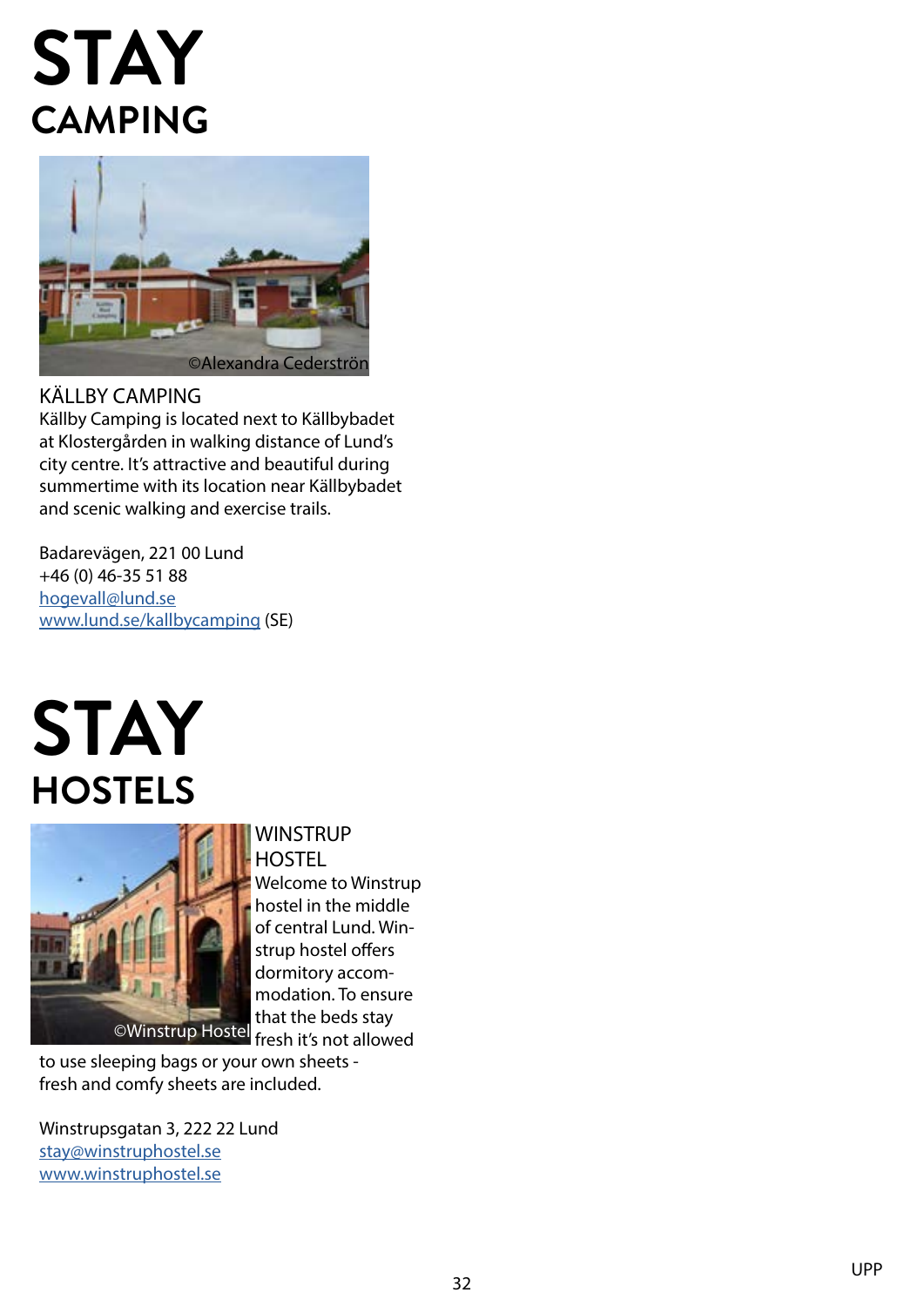# STAY
## CAMPING

©Alexandra Cederströn

### KÄLLBY CAMPING

Källby Camping is located next to Källbybadet at Klostergården in walking distance of Lund's city centre. It's attractive and beautiful during summertime with its location near Källbybadet and scenic walking and exercise trails.

Badarevägen, 221 00 Lund
+46 (0) 46-35 51 88
hogevall@lund.se
www.lund.se/kallbycamping (SE)

# STAY
## HOSTELS

©Winstrup Hostel

### WINSTRUP HOSTEL

Welcome to Winstrup hostel in the middle of central Lund. Winstrup hostel offers dormitory accommodation. To ensure that the beds stay fresh it's not allowed to use sleeping bags or your own sheets - fresh and comfy sheets are included.

Winstrupsgatan 3, 222 22 Lund
stay@winstruphostel.se
www.winstruphostel.se